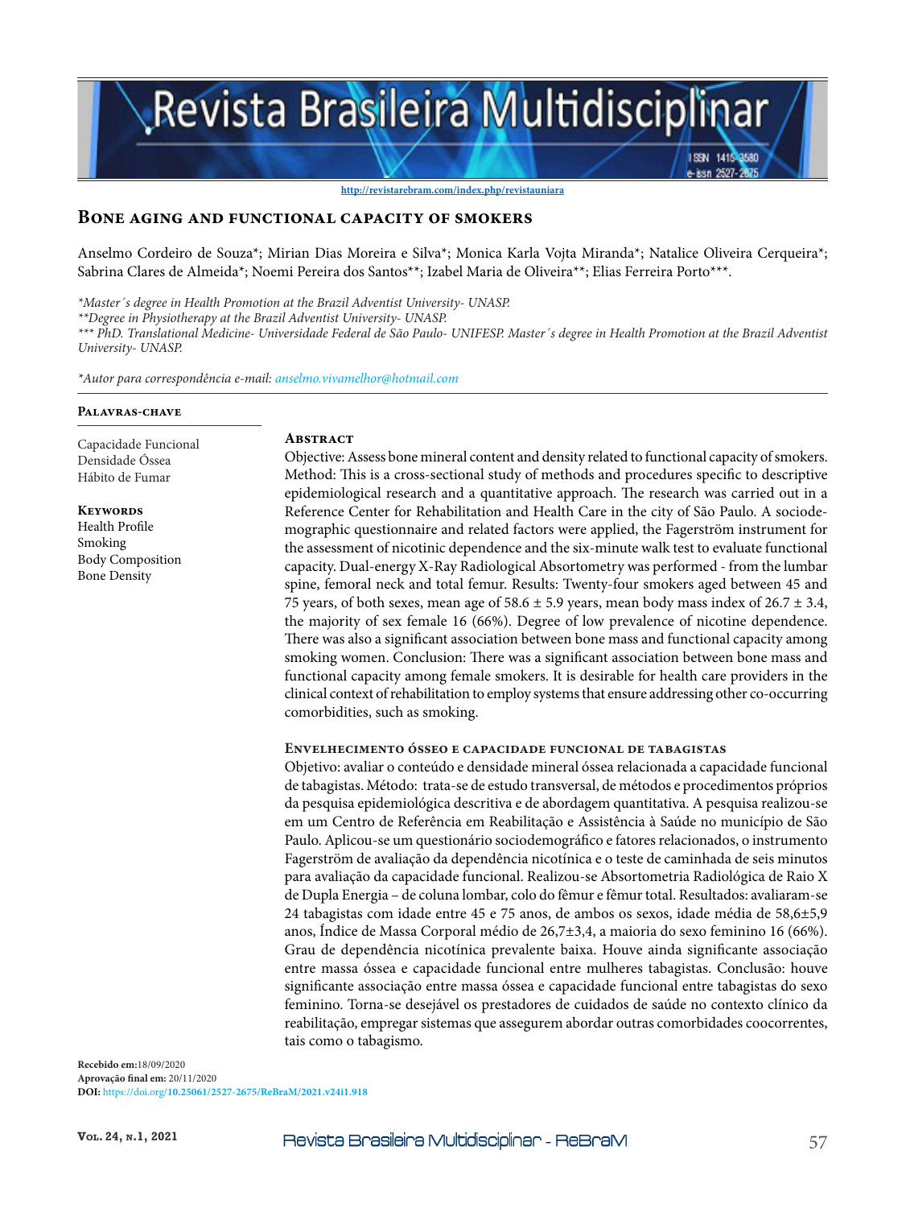http://revistarebram.com/index.php/revistauniara

# Bone aging and functional capacity of smokers

Anselmo Cordeiro de Souza*; Mirian Dias Moreira e Silva*; Monica Karla Vojta Miranda*; Natalice Oliveira Cerqueira*; Sabrina Clares de Almeida*; Noemi Pereira dos Santos**; Izabel Maria de Oliveira**; Elias Ferreira Porto***.

*\*Master´s degree in Health Promotion at the Brazil Adventist University- UNASP.*
*\*\*Degree in Physiotherapy at the Brazil Adventist University- UNASP.*
*\*\*\* PhD. Translational Medicine- Universidade Federal de São Paulo- UNIFESP. Master´s degree in Health Promotion at the Brazil Adventist University- UNASP.*

*\*Autor para correspondência e-mail: anselmo.vivamelhor@hotmail.com*

### Palavras-chave

Capacidade Funcional
Densidade Óssea
Hábito de Fumar

### Keywords

Health Profile
Smoking
Body Composition
Bone Density

### Abstract

Objective: Assess bone mineral content and density related to functional capacity of smokers. Method: This is a cross-sectional study of methods and procedures specific to descriptive epidemiological research and a quantitative approach. The research was carried out in a Reference Center for Rehabilitation and Health Care in the city of São Paulo. A sociodemographic questionnaire and related factors were applied, the Fagerström instrument for the assessment of nicotinic dependence and the six-minute walk test to evaluate functional capacity. Dual-energy X-Ray Radiological Absortometry was performed - from the lumbar spine, femoral neck and total femur. Results: Twenty-four smokers aged between 45 and 75 years, of both sexes, mean age of 58.6 ± 5.9 years, mean body mass index of 26.7 ± 3.4, the majority of sex female 16 (66%). Degree of low prevalence of nicotine dependence. There was also a significant association between bone mass and functional capacity among smoking women. Conclusion: There was a significant association between bone mass and functional capacity among female smokers. It is desirable for health care providers in the clinical context of rehabilitation to employ systems that ensure addressing other co-occurring comorbidities, such as smoking.

### Envelhecimento ósseo e capacidade funcional de tabagistas

Objetivo: avaliar o conteúdo e densidade mineral óssea relacionada a capacidade funcional de tabagistas. Método: trata-se de estudo transversal, de métodos e procedimentos próprios da pesquisa epidemiológica descritiva e de abordagem quantitativa. A pesquisa realizou-se em um Centro de Referência em Reabilitação e Assistência à Saúde no município de São Paulo. Aplicou-se um questionário sociodemográfico e fatores relacionados, o instrumento Fagerström de avaliação da dependência nicotínica e o teste de caminhada de seis minutos para avaliação da capacidade funcional. Realizou-se Absortometria Radiológica de Raio X de Dupla Energia – de coluna lombar, colo do fêmur e fêmur total. Resultados: avaliaram-se 24 tabagistas com idade entre 45 e 75 anos, de ambos os sexos, idade média de 58,6±5,9 anos, Índice de Massa Corporal médio de 26,7±3,4, a maioria do sexo feminino 16 (66%). Grau de dependência nicotínica prevalente baixa. Houve ainda significante associação entre massa óssea e capacidade funcional entre mulheres tabagistas. Conclusão: houve significante associação entre massa óssea e capacidade funcional entre tabagistas do sexo feminino. Torna-se desejável os prestadores de cuidados de saúde no contexto clínico da reabilitação, empregar sistemas que assegurem abordar outras comorbidades coocorrentes, tais como o tabagismo.

**Recebido em:** 18/09/2020
**Aprovação final em:** 20/11/2020
**DOI:** https://doi.org/10.25061/2527-2675/ReBraM/2021.v24i1.918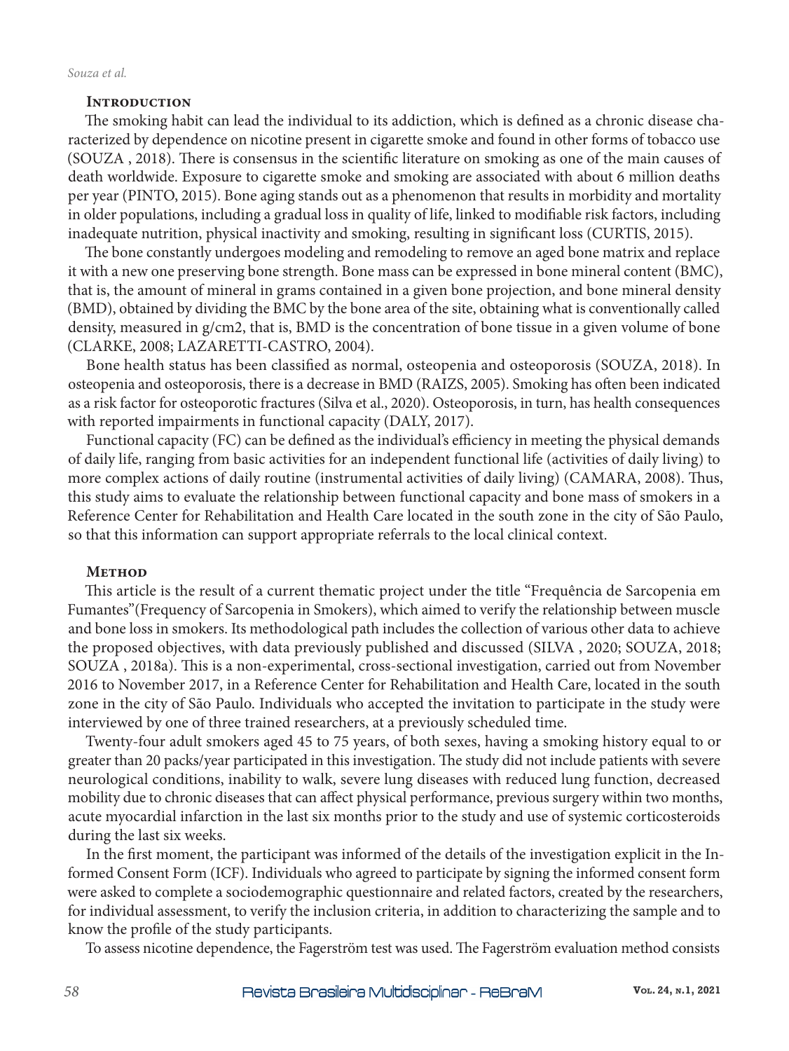## Introduction

The smoking habit can lead the individual to its addiction, which is defined as a chronic disease characterized by dependence on nicotine present in cigarette smoke and found in other forms of tobacco use (SOUZA , 2018). There is consensus in the scientific literature on smoking as one of the main causes of death worldwide. Exposure to cigarette smoke and smoking are associated with about 6 million deaths per year (PINTO, 2015). Bone aging stands out as a phenomenon that results in morbidity and mortality in older populations, including a gradual loss in quality of life, linked to modifiable risk factors, including inadequate nutrition, physical inactivity and smoking, resulting in significant loss (CURTIS, 2015).

The bone constantly undergoes modeling and remodeling to remove an aged bone matrix and replace it with a new one preserving bone strength. Bone mass can be expressed in bone mineral content (BMC), that is, the amount of mineral in grams contained in a given bone projection, and bone mineral density (BMD), obtained by dividing the BMC by the bone area of the site, obtaining what is conventionally called density, measured in g/cm2, that is, BMD is the concentration of bone tissue in a given volume of bone (CLARKE, 2008; LAZARETTI-CASTRO, 2004).

Bone health status has been classified as normal, osteopenia and osteoporosis (SOUZA, 2018). In osteopenia and osteoporosis, there is a decrease in BMD (RAIZS, 2005). Smoking has often been indicated as a risk factor for osteoporotic fractures (Silva et al., 2020). Osteoporosis, in turn, has health consequences with reported impairments in functional capacity (DALY, 2017).

Functional capacity (FC) can be defined as the individual's efficiency in meeting the physical demands of daily life, ranging from basic activities for an independent functional life (activities of daily living) to more complex actions of daily routine (instrumental activities of daily living) (CAMARA, 2008). Thus, this study aims to evaluate the relationship between functional capacity and bone mass of smokers in a Reference Center for Rehabilitation and Health Care located in the south zone in the city of São Paulo, so that this information can support appropriate referrals to the local clinical context.

## Method

This article is the result of a current thematic project under the title "Frequência de Sarcopenia em Fumantes"(Frequency of Sarcopenia in Smokers), which aimed to verify the relationship between muscle and bone loss in smokers. Its methodological path includes the collection of various other data to achieve the proposed objectives, with data previously published and discussed (SILVA , 2020; SOUZA, 2018; SOUZA , 2018a). This is a non-experimental, cross-sectional investigation, carried out from November 2016 to November 2017, in a Reference Center for Rehabilitation and Health Care, located in the south zone in the city of São Paulo. Individuals who accepted the invitation to participate in the study were interviewed by one of three trained researchers, at a previously scheduled time.

Twenty-four adult smokers aged 45 to 75 years, of both sexes, having a smoking history equal to or greater than 20 packs/year participated in this investigation. The study did not include patients with severe neurological conditions, inability to walk, severe lung diseases with reduced lung function, decreased mobility due to chronic diseases that can affect physical performance, previous surgery within two months, acute myocardial infarction in the last six months prior to the study and use of systemic corticosteroids during the last six weeks.

In the first moment, the participant was informed of the details of the investigation explicit in the Informed Consent Form (ICF). Individuals who agreed to participate by signing the informed consent form were asked to complete a sociodemographic questionnaire and related factors, created by the researchers, for individual assessment, to verify the inclusion criteria, in addition to characterizing the sample and to know the profile of the study participants.

To assess nicotine dependence, the Fagerström test was used. The Fagerström evaluation method consists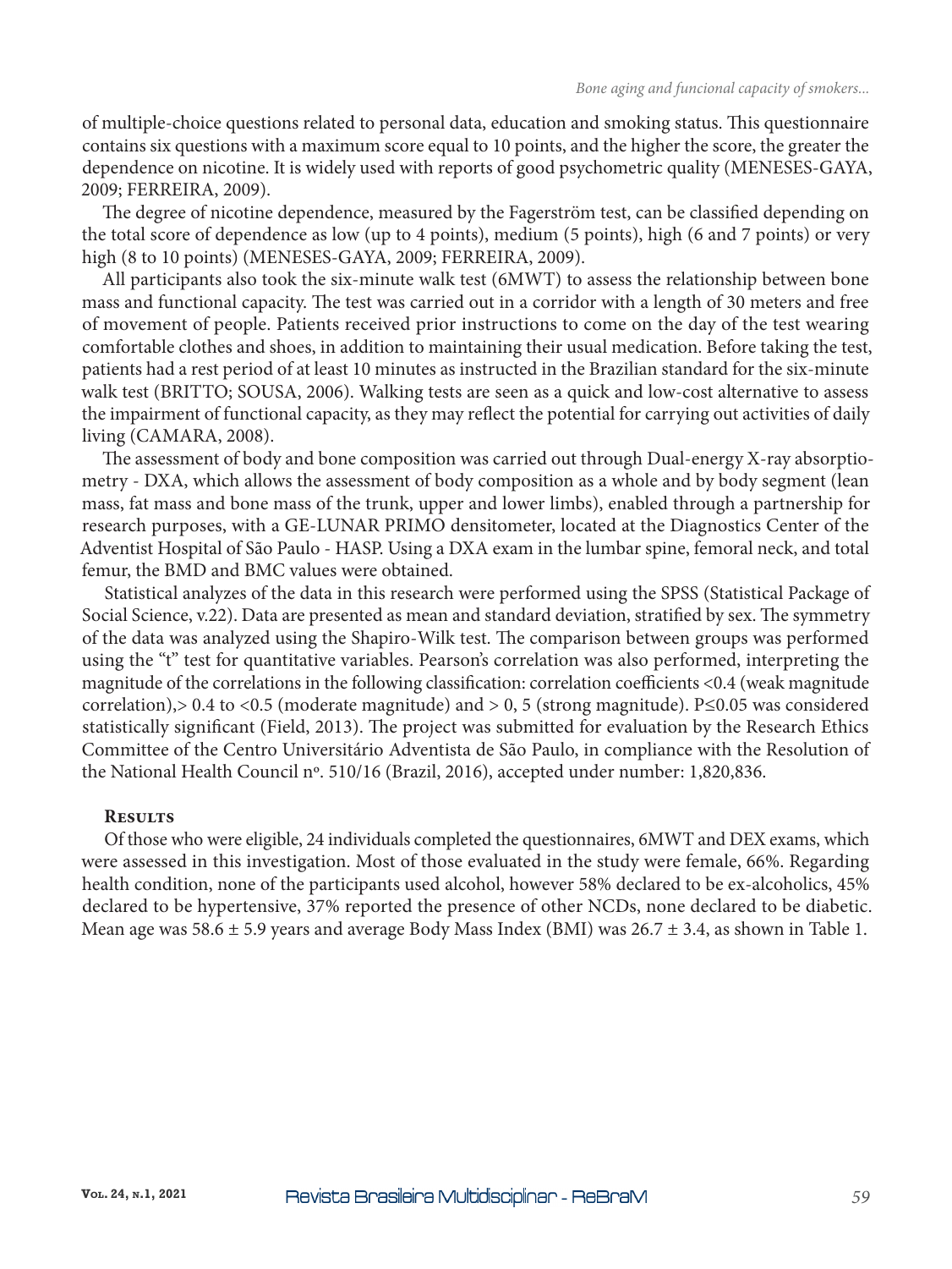of multiple-choice questions related to personal data, education and smoking status. This questionnaire contains six questions with a maximum score equal to 10 points, and the higher the score, the greater the dependence on nicotine. It is widely used with reports of good psychometric quality (MENESES-GAYA, 2009; FERREIRA, 2009).

The degree of nicotine dependence, measured by the Fagerström test, can be classified depending on the total score of dependence as low (up to 4 points), medium (5 points), high (6 and 7 points) or very high (8 to 10 points) (MENESES-GAYA, 2009; FERREIRA, 2009).

All participants also took the six-minute walk test (6MWT) to assess the relationship between bone mass and functional capacity. The test was carried out in a corridor with a length of 30 meters and free of movement of people. Patients received prior instructions to come on the day of the test wearing comfortable clothes and shoes, in addition to maintaining their usual medication. Before taking the test, patients had a rest period of at least 10 minutes as instructed in the Brazilian standard for the six-minute walk test (BRITTO; SOUSA, 2006). Walking tests are seen as a quick and low-cost alternative to assess the impairment of functional capacity, as they may reflect the potential for carrying out activities of daily living (CAMARA, 2008).

The assessment of body and bone composition was carried out through Dual-energy X-ray absorptiometry - DXA, which allows the assessment of body composition as a whole and by body segment (lean mass, fat mass and bone mass of the trunk, upper and lower limbs), enabled through a partnership for research purposes, with a GE-LUNAR PRIMO densitometer, located at the Diagnostics Center of the Adventist Hospital of São Paulo - HASP. Using a DXA exam in the lumbar spine, femoral neck, and total femur, the BMD and BMC values were obtained.

Statistical analyzes of the data in this research were performed using the SPSS (Statistical Package of Social Science, v.22). Data are presented as mean and standard deviation, stratified by sex. The symmetry of the data was analyzed using the Shapiro-Wilk test. The comparison between groups was performed using the "t" test for quantitative variables. Pearson's correlation was also performed, interpreting the magnitude of the correlations in the following classification: correlation coefficients <0.4 (weak magnitude correlation),> 0.4 to <0.5 (moderate magnitude) and > 0, 5 (strong magnitude). P≤0.05 was considered statistically significant (Field, 2013). The project was submitted for evaluation by the Research Ethics Committee of the Centro Universitário Adventista de São Paulo, in compliance with the Resolution of the National Health Council nº. 510/16 (Brazil, 2016), accepted under number: 1,820,836.

## Results

Of those who were eligible, 24 individuals completed the questionnaires, 6MWT and DEX exams, which were assessed in this investigation. Most of those evaluated in the study were female, 66%. Regarding health condition, none of the participants used alcohol, however 58% declared to be ex-alcoholics, 45% declared to be hypertensive, 37% reported the presence of other NCDs, none declared to be diabetic. Mean age was 58.6 ± 5.9 years and average Body Mass Index (BMI) was 26.7 ± 3.4, as shown in Table 1.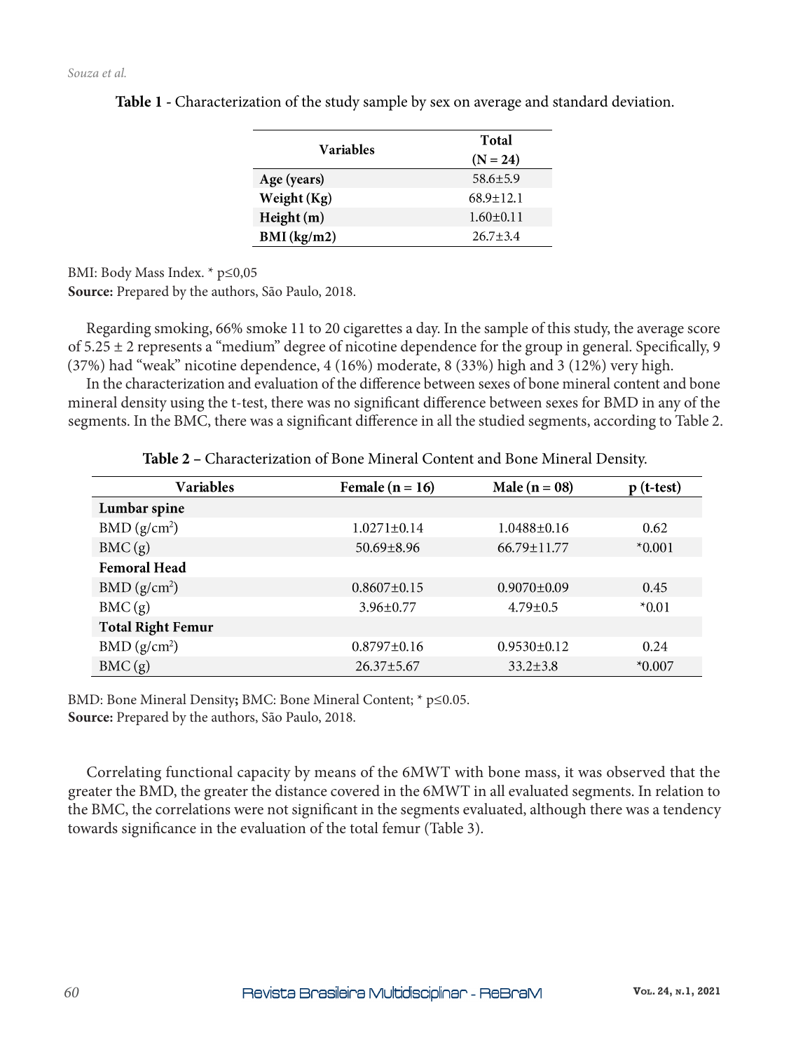**Table 1** - Characterization of the study sample by sex on average and standard deviation.

| Variables | Total (N = 24) |
|---|---|
| **Age (years)** | 58.6±5.9 |
| **Weight (Kg)** | 68.9±12.1 |
| **Height (m)** | 1.60±0.11 |
| **BMI (kg/m2)** | 26.7±3.4 |

BMI: Body Mass Index. * p≤0,05

**Source:** Prepared by the authors, São Paulo, 2018.

Regarding smoking, 66% smoke 11 to 20 cigarettes a day. In the sample of this study, the average score of 5.25 ± 2 represents a "medium" degree of nicotine dependence for the group in general. Specifically, 9 (37%) had "weak" nicotine dependence, 4 (16%) moderate, 8 (33%) high and 3 (12%) very high.

In the characterization and evaluation of the difference between sexes of bone mineral content and bone mineral density using the t-test, there was no significant difference between sexes for BMD in any of the segments. In the BMC, there was a significant difference in all the studied segments, according to Table 2.

**Table 2 –** Characterization of Bone Mineral Content and Bone Mineral Density.

| Variables | Female (n = 16) | Male (n = 08) | p (t-test) |
|---|---|---|---|
| **Lumbar spine** | | | |
| BMD (g/cm$^2$) | 1.0271±0.14 | 1.0488±0.16 | 0.62 |
| BMC (g) | 50.69±8.96 | 66.79±11.77 | *0.001 |
| **Femoral Head** | | | |
| BMD (g/cm$^2$) | 0.8607±0.15 | 0.9070±0.09 | 0.45 |
| BMC (g) | 3.96±0.77 | 4.79±0.5 | *0.01 |
| **Total Right Femur** | | | |
| BMD (g/cm$^2$) | 0.8797±0.16 | 0.9530±0.12 | 0.24 |
| BMC (g) | 26.37±5.67 | 33.2±3.8 | *0.007 |

BMD: Bone Mineral Density; BMC: Bone Mineral Content; * p≤0.05.

**Source:** Prepared by the authors, São Paulo, 2018.

Correlating functional capacity by means of the 6MWT with bone mass, it was observed that the greater the BMD, the greater the distance covered in the 6MWT in all evaluated segments. In relation to the BMC, the correlations were not significant in the segments evaluated, although there was a tendency towards significance in the evaluation of the total femur (Table 3).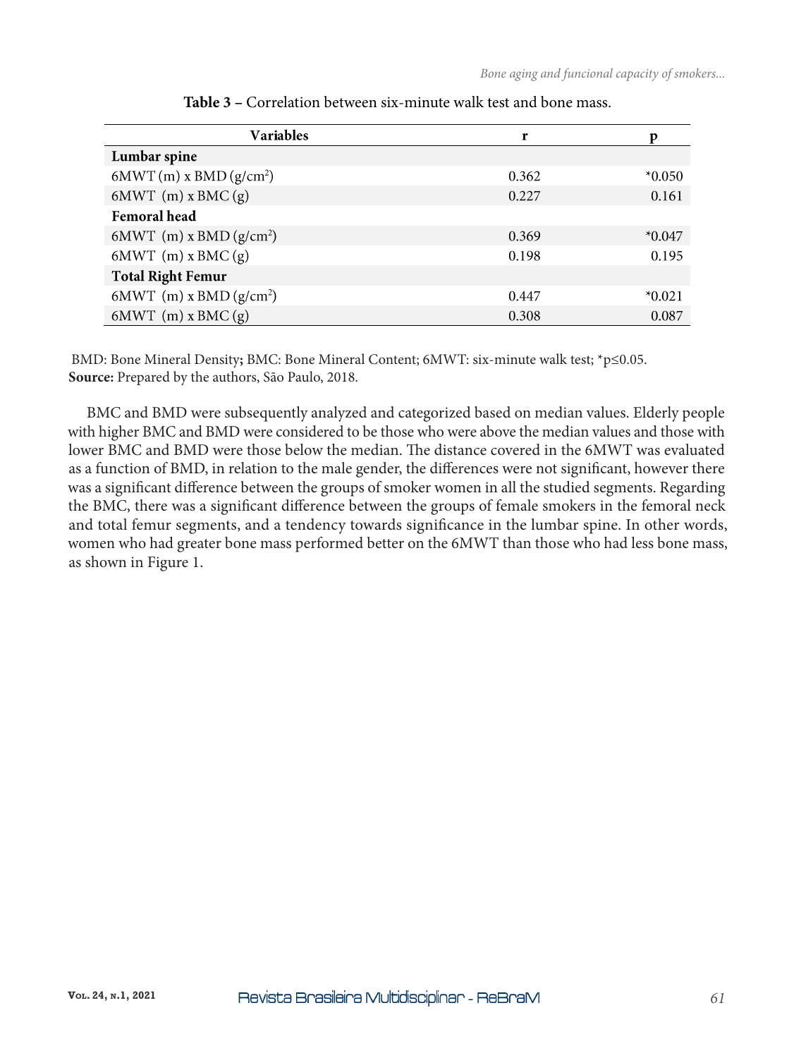**Table 3** – Correlation between six-minute walk test and bone mass.

| Variables | r | p |
|---|---|---|
| **Lumbar spine** | | |
| 6MWT (m) x BMD (g/cm$^2$) | 0.362 | *0.050 |
| 6MWT (m) x BMC (g) | 0.227 | 0.161 |
| **Femoral head** | | |
| 6MWT (m) x BMD (g/cm$^2$) | 0.369 | *0.047 |
| 6MWT (m) x BMC (g) | 0.198 | 0.195 |
| **Total Right Femur** | | |
| 6MWT (m) x BMD (g/cm$^2$) | 0.447 | *0.021 |
| 6MWT (m) x BMC (g) | 0.308 | 0.087 |

BMD: Bone Mineral Density**;** BMC: Bone Mineral Content; 6MWT: six-minute walk test; *$p \leq 0.05$.
**Source:** Prepared by the authors, São Paulo, 2018.

BMC and BMD were subsequently analyzed and categorized based on median values. Elderly people with higher BMC and BMD were considered to be those who were above the median values and those with lower BMC and BMD were those below the median. The distance covered in the 6MWT was evaluated as a function of BMD, in relation to the male gender, the differences were not significant, however there was a significant difference between the groups of smoker women in all the studied segments. Regarding the BMC, there was a significant difference between the groups of female smokers in the femoral neck and total femur segments, and a tendency towards significance in the lumbar spine. In other words, women who had greater bone mass performed better on the 6MWT than those who had less bone mass, as shown in Figure 1.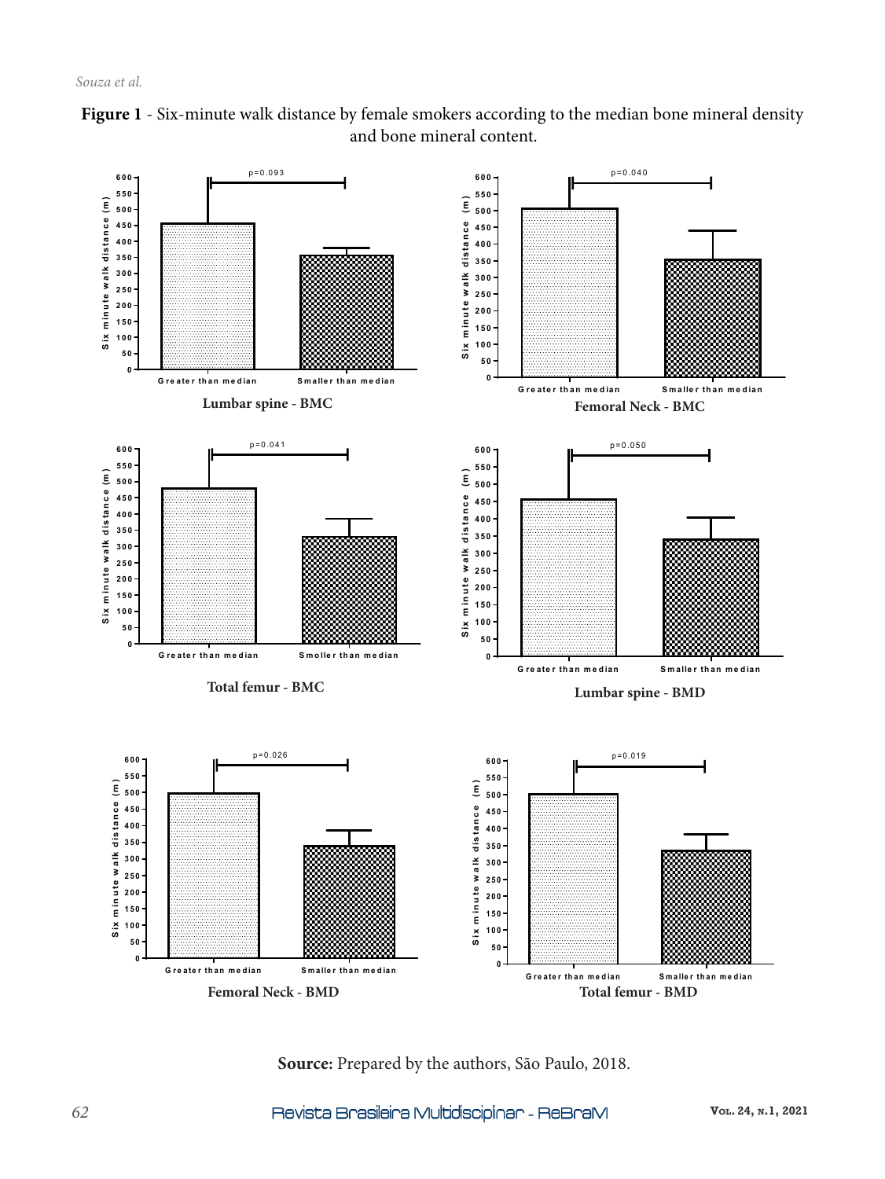**Figure 1** - Six-minute walk distance by female smokers according to the median bone mineral density and bone mineral content.

**Source:** Prepared by the authors, São Paulo, 2018.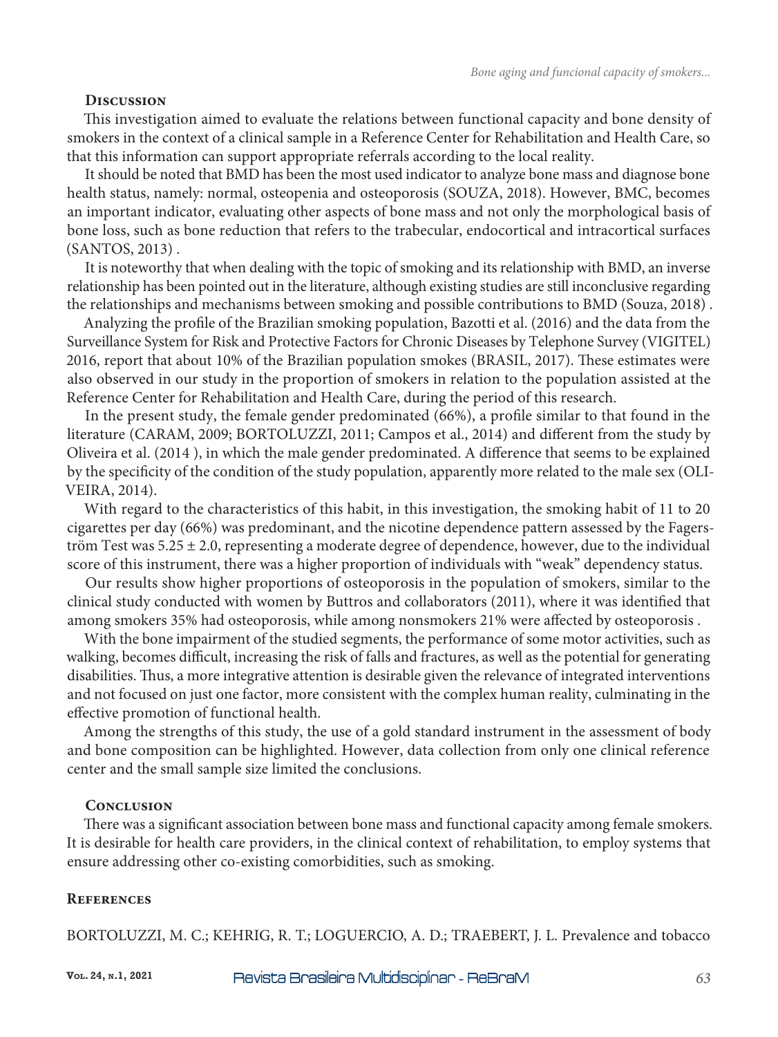## Discussion

This investigation aimed to evaluate the relations between functional capacity and bone density of smokers in the context of a clinical sample in a Reference Center for Rehabilitation and Health Care, so that this information can support appropriate referrals according to the local reality.

It should be noted that BMD has been the most used indicator to analyze bone mass and diagnose bone health status, namely: normal, osteopenia and osteoporosis (SOUZA, 2018). However, BMC, becomes an important indicator, evaluating other aspects of bone mass and not only the morphological basis of bone loss, such as bone reduction that refers to the trabecular, endocortical and intracortical surfaces (SANTOS, 2013) .

It is noteworthy that when dealing with the topic of smoking and its relationship with BMD, an inverse relationship has been pointed out in the literature, although existing studies are still inconclusive regarding the relationships and mechanisms between smoking and possible contributions to BMD (Souza, 2018) .

Analyzing the profile of the Brazilian smoking population, Bazotti et al. (2016) and the data from the Surveillance System for Risk and Protective Factors for Chronic Diseases by Telephone Survey (VIGITEL) 2016, report that about 10% of the Brazilian population smokes (BRASIL, 2017). These estimates were also observed in our study in the proportion of smokers in relation to the population assisted at the Reference Center for Rehabilitation and Health Care, during the period of this research.

In the present study, the female gender predominated (66%), a profile similar to that found in the literature (CARAM, 2009; BORTOLUZZI, 2011; Campos et al., 2014) and different from the study by Oliveira et al. (2014 ), in which the male gender predominated. A difference that seems to be explained by the specificity of the condition of the study population, apparently more related to the male sex (OLIVEIRA, 2014).

With regard to the characteristics of this habit, in this investigation, the smoking habit of 11 to 20 cigarettes per day (66%) was predominant, and the nicotine dependence pattern assessed by the Fagerström Test was 5.25 ± 2.0, representing a moderate degree of dependence, however, due to the individual score of this instrument, there was a higher proportion of individuals with "weak" dependency status.

Our results show higher proportions of osteoporosis in the population of smokers, similar to the clinical study conducted with women by Buttros and collaborators (2011), where it was identified that among smokers 35% had osteoporosis, while among nonsmokers 21% were affected by osteoporosis .

With the bone impairment of the studied segments, the performance of some motor activities, such as walking, becomes difficult, increasing the risk of falls and fractures, as well as the potential for generating disabilities. Thus, a more integrative attention is desirable given the relevance of integrated interventions and not focused on just one factor, more consistent with the complex human reality, culminating in the effective promotion of functional health.

Among the strengths of this study, the use of a gold standard instrument in the assessment of body and bone composition can be highlighted. However, data collection from only one clinical reference center and the small sample size limited the conclusions.

## Conclusion

There was a significant association between bone mass and functional capacity among female smokers. It is desirable for health care providers, in the clinical context of rehabilitation, to employ systems that ensure addressing other co-existing comorbidities, such as smoking.

## References

BORTOLUZZI, M. C.; KEHRIG, R. T.; LOGUERCIO, A. D.; TRAEBERT, J. L. Prevalence and tobacco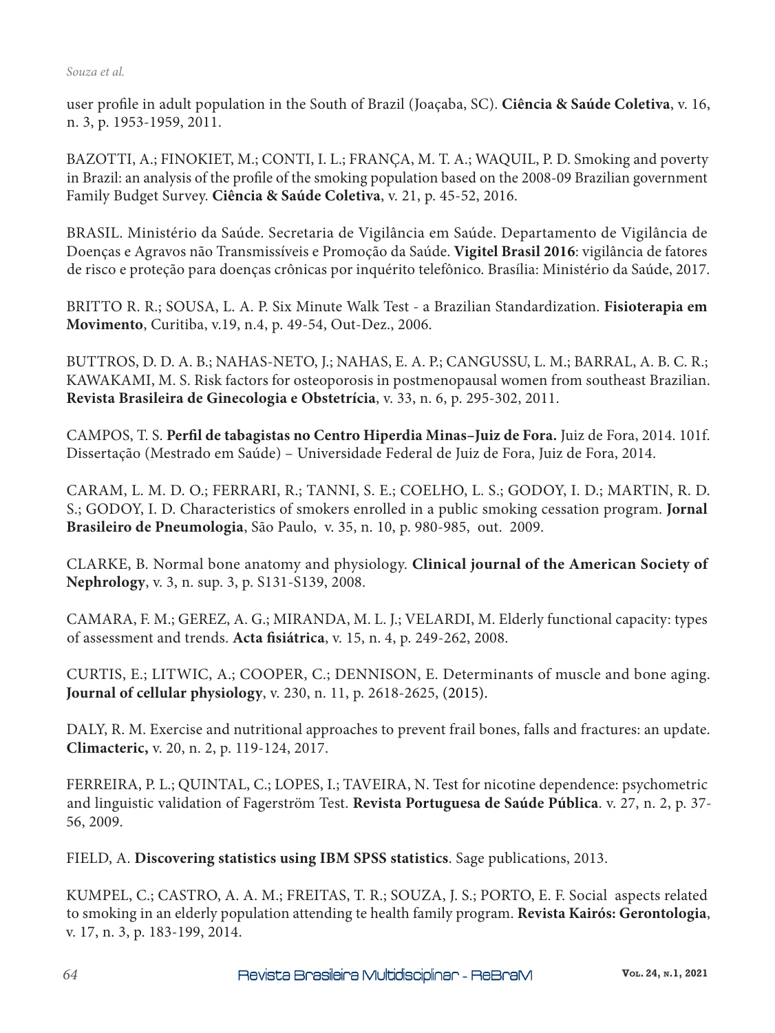user profile in adult population in the South of Brazil (Joaçaba, SC). **Ciência & Saúde Coletiva**, v. 16, n. 3, p. 1953-1959, 2011.

BAZOTTI, A.; FINOKIET, M.; CONTI, I. L.; FRANÇA, M. T. A.; WAQUIL, P. D. Smoking and poverty in Brazil: an analysis of the profile of the smoking population based on the 2008-09 Brazilian government Family Budget Survey. **Ciência & Saúde Coletiva**, v. 21, p. 45-52, 2016.

BRASIL. Ministério da Saúde. Secretaria de Vigilância em Saúde. Departamento de Vigilância de Doenças e Agravos não Transmissíveis e Promoção da Saúde. **Vigitel Brasil 2016**: vigilância de fatores de risco e proteção para doenças crônicas por inquérito telefônico. Brasília: Ministério da Saúde, 2017.

BRITTO R. R.; SOUSA, L. A. P. Six Minute Walk Test - a Brazilian Standardization. **Fisioterapia em Movimento**, Curitiba, v.19, n.4, p. 49-54, Out-Dez., 2006.

BUTTROS, D. D. A. B.; NAHAS-NETO, J.; NAHAS, E. A. P.; CANGUSSU, L. M.; BARRAL, A. B. C. R.; KAWAKAMI, M. S. Risk factors for osteoporosis in postmenopausal women from southeast Brazilian. **Revista Brasileira de Ginecologia e Obstetrícia**, v. 33, n. 6, p. 295-302, 2011.

CAMPOS, T. S. **Perfil de tabagistas no Centro Hiperdia Minas–Juiz de Fora.** Juiz de Fora, 2014. 101f. Dissertação (Mestrado em Saúde) – Universidade Federal de Juiz de Fora, Juiz de Fora, 2014.

CARAM, L. M. D. O.; FERRARI, R.; TANNI, S. E.; COELHO, L. S.; GODOY, I. D.; MARTIN, R. D. S.; GODOY, I. D. Characteristics of smokers enrolled in a public smoking cessation program. **Jornal Brasileiro de Pneumologia**, São Paulo, v. 35, n. 10, p. 980-985, out. 2009.

CLARKE, B. Normal bone anatomy and physiology. **Clinical journal of the American Society of Nephrology**, v. 3, n. sup. 3, p. S131-S139, 2008.

CAMARA, F. M.; GEREZ, A. G.; MIRANDA, M. L. J.; VELARDI, M. Elderly functional capacity: types of assessment and trends. **Acta fisiátrica**, v. 15, n. 4, p. 249-262, 2008.

CURTIS, E.; LITWIC, A.; COOPER, C.; DENNISON, E. Determinants of muscle and bone aging. **Journal of cellular physiology**, v. 230, n. 11, p. 2618-2625, (2015).

DALY, R. M. Exercise and nutritional approaches to prevent frail bones, falls and fractures: an update. **Climacteric,** v. 20, n. 2, p. 119-124, 2017.

FERREIRA, P. L.; QUINTAL, C.; LOPES, I.; TAVEIRA, N. Test for nicotine dependence: psychometric and linguistic validation of Fagerström Test. **Revista Portuguesa de Saúde Pública**. v. 27, n. 2, p. 37-56, 2009.

FIELD, A. **Discovering statistics using IBM SPSS statistics**. Sage publications, 2013.

KUMPEL, C.; CASTRO, A. A. M.; FREITAS, T. R.; SOUZA, J. S.; PORTO, E. F. Social aspects related to smoking in an elderly population attending te health family program. **Revista Kairós: Gerontologia**, v. 17, n. 3, p. 183-199, 2014.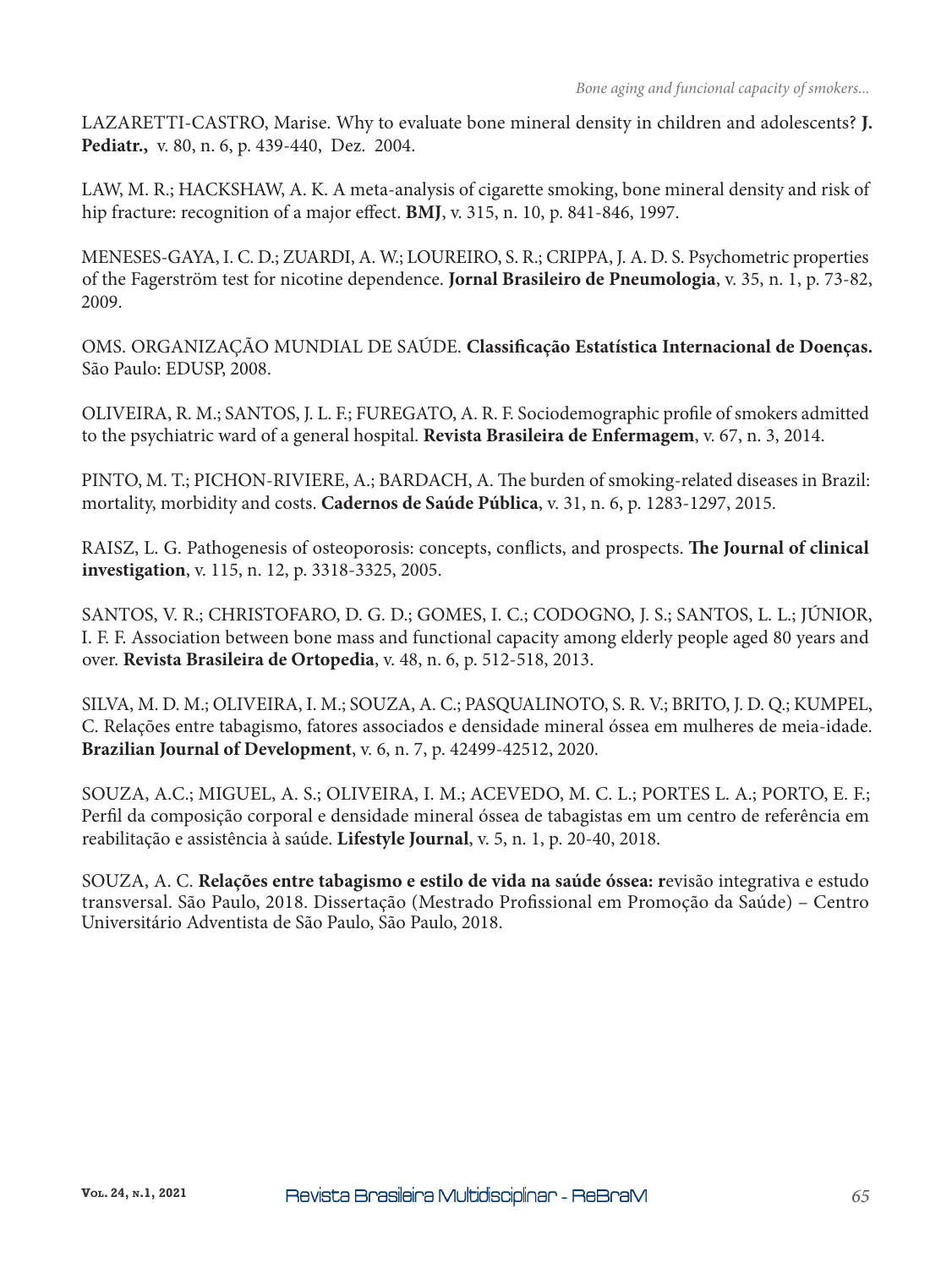LAZARETTI-CASTRO, Marise. Why to evaluate bone mineral density in children and adolescents? **J. Pediatr.,** v. 80, n. 6, p. 439-440, Dez. 2004.

LAW, M. R.; HACKSHAW, A. K. A meta-analysis of cigarette smoking, bone mineral density and risk of hip fracture: recognition of a major effect. **BMJ**, v. 315, n. 10, p. 841-846, 1997.

MENESES-GAYA, I. C. D.; ZUARDI, A. W.; LOUREIRO, S. R.; CRIPPA, J. A. D. S. Psychometric properties of the Fagerström test for nicotine dependence. **Jornal Brasileiro de Pneumologia**, v. 35, n. 1, p. 73-82, 2009.

OMS. ORGANIZAÇÃO MUNDIAL DE SAÚDE. **Classificação Estatística Internacional de Doenças.** São Paulo: EDUSP, 2008.

OLIVEIRA, R. M.; SANTOS, J. L. F.; FUREGATO, A. R. F. Sociodemographic profile of smokers admitted to the psychiatric ward of a general hospital. **Revista Brasileira de Enfermagem**, v. 67, n. 3, 2014.

PINTO, M. T.; PICHON-RIVIERE, A.; BARDACH, A. The burden of smoking-related diseases in Brazil: mortality, morbidity and costs. **Cadernos de Saúde Pública**, v. 31, n. 6, p. 1283-1297, 2015.

RAISZ, L. G. Pathogenesis of osteoporosis: concepts, conflicts, and prospects. **The Journal of clinical investigation**, v. 115, n. 12, p. 3318-3325, 2005.

SANTOS, V. R.; CHRISTOFARO, D. G. D.; GOMES, I. C.; CODOGNO, J. S.; SANTOS, L. L.; JÚNIOR, I. F. F. Association between bone mass and functional capacity among elderly people aged 80 years and over. **Revista Brasileira de Ortopedia**, v. 48, n. 6, p. 512-518, 2013.

SILVA, M. D. M.; OLIVEIRA, I. M.; SOUZA, A. C.; PASQUALINOTO, S. R. V.; BRITO, J. D. Q.; KUMPEL, C. Relações entre tabagismo, fatores associados e densidade mineral óssea em mulheres de meia-idade. **Brazilian Journal of Development**, v. 6, n. 7, p. 42499-42512, 2020.

SOUZA, A.C.; MIGUEL, A. S.; OLIVEIRA, I. M.; ACEVEDO, M. C. L.; PORTES L. A.; PORTO, E. F.; Perfil da composição corporal e densidade mineral óssea de tabagistas em um centro de referência em reabilitação e assistência à saúde. **Lifestyle Journal**, v. 5, n. 1, p. 20-40, 2018.

SOUZA, A. C. **Relações entre tabagismo e estilo de vida na saúde óssea: r**evisão integrativa e estudo transversal. São Paulo, 2018. Dissertação (Mestrado Profissional em Promoção da Saúde) – Centro Universitário Adventista de São Paulo, São Paulo, 2018.